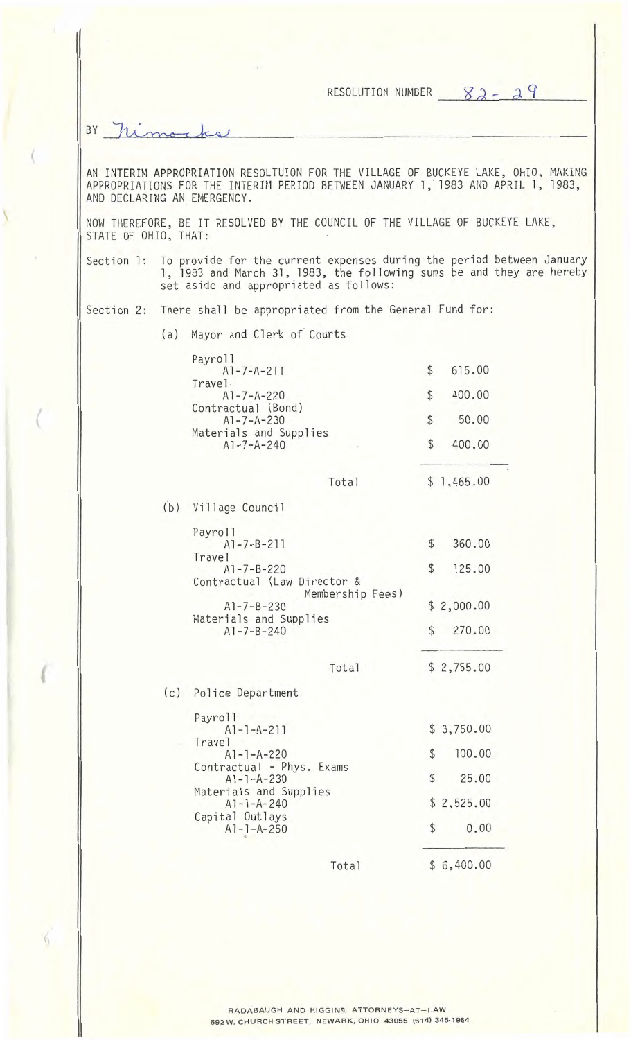RESOLUTION NUMBER 82-29

BY Nimocks

AN INTERIM APPROPRIATION RESOLTUION FOR THE VILLAGE OF BUCKEYE LAKE, OHIO, MAKING APPROPRIATIONS FOR THE INTERIM PERIOD BETWEEN JANUARY 1, 1983 AND APRIL 1, 1983, AND DECLARING AN EMERGENCY.

NOW THEREFORE, BE IT RESOLVED BY THE COUNCIL OF THE VILLAGE OF BUCKEYE LAKE, STATE OF OHIO, THAT:

Section 1: To provide for the current expenses during the period between January 1, 1983 and March 31, 1983, the following sums be and they are hereby set aside and appropriated as follows:

Section 2: There shall be appropriated from the General Fund for:

(a) Mayor and Clerk of Courts

| | |
|---|---|
| Payroll A1-7-A-211 | $ 615.00 |
| Travel A1-7-A-220 | $ 400.00 |
| Contractual (Bond) A1-7-A-230 | $ 50.00 |
| Materials and Supplies A1-7-A-240 | $ 400.00 |
| Total | $ 1,465.00 |

(b) Village Council

| | |
|---|---|
| Payroll A1-7-B-211 | $ 360.00 |
| Travel A1-7-B-220 | $ 125.00 |
| Contractual (Law Director & Membership Fees) A1-7-B-230 | $ 2,000.00 |
| Materials and Supplies A1-7-B-240 | $ 270.00 |
| Total | $ 2,755.00 |

(c) Police Department

| | |
|---|---|
| Payroll A1-1-A-211 | $ 3,750.00 |
| Travel A1-1-A-220 | $ 100.00 |
| Contractual - Phys. Exams A1-1-A-230 | $ 25.00 |
| Materials and Supplies A1-1-A-240 | $ 2,525.00 |
| Capital Outlays A1-1-A-250 | $ 0.00 |
| Total | $ 6,400.00 |

RADABAUGH AND HIGGINS, ATTORNEYS-AT-LAW
692 W. CHURCH STREET, NEWARK, OHIO 43055 (614) 345-1964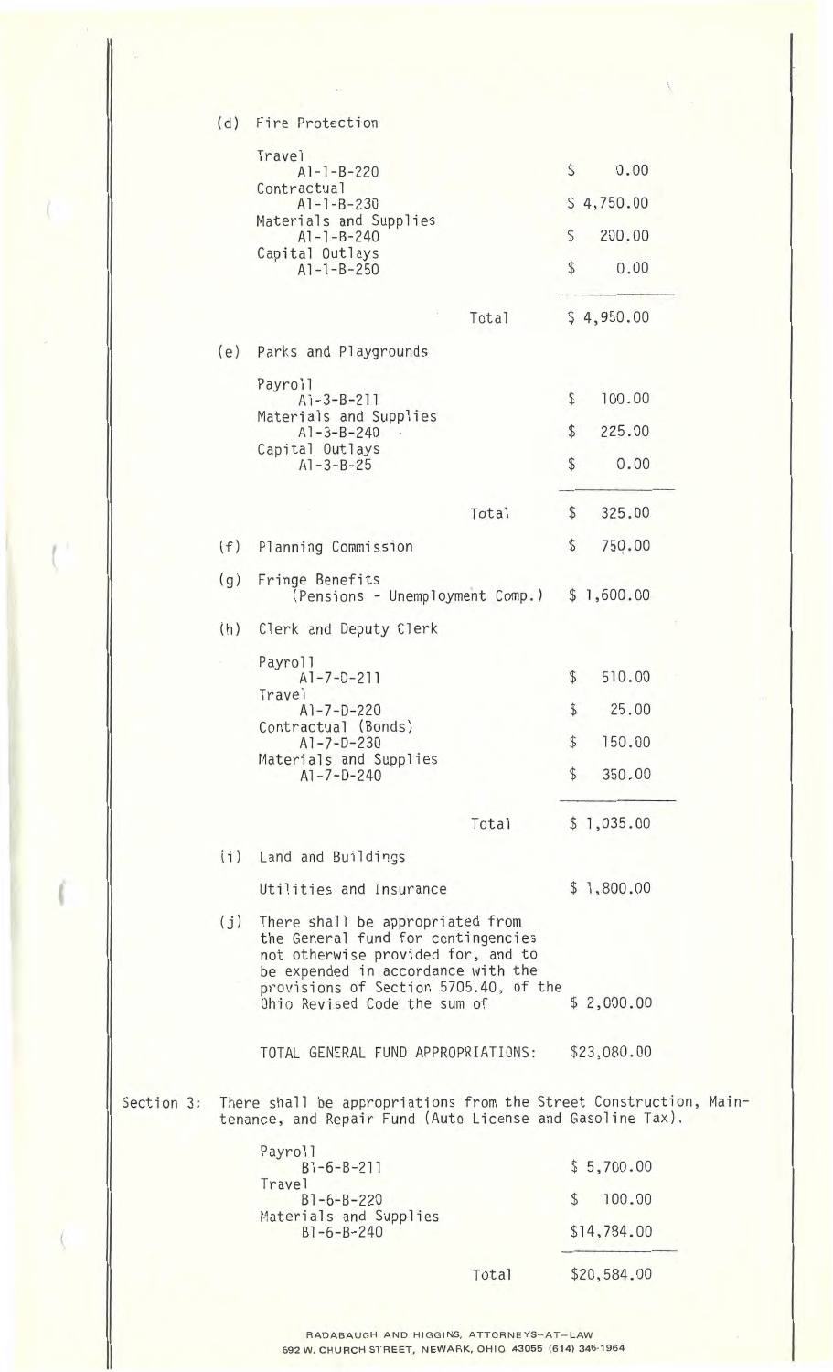(d) Fire Protection

| | |
|---|---|
| Travel<br>A1-1-B-220 | $ 0.00 |
| Contractual<br>A1-1-B-230 | $ 4,750.00 |
| Materials and Supplies<br>A1-1-B-240 | $ 200.00 |
| Capital Outlays<br>A1-1-B-250 | $ 0.00 |
| Total | $ 4,950.00 |

(e) Parks and Playgrounds

| | |
|---|---|
| Payroll<br>A1-3-B-211 | $ 100.00 |
| Materials and Supplies<br>A1-3-B-240 | $ 225.00 |
| Capital Outlays<br>A1-3-B-25 | $ 0.00 |
| Total | $ 325.00 |

(f) Planning Commission — $ 750.00

(g) Fringe Benefits (Pensions - Unemployment Comp.) — $ 1,600.00

(h) Clerk and Deputy Clerk

| | |
|---|---|
| Payroll<br>A1-7-D-211 | $ 510.00 |
| Travel<br>A1-7-D-220 | $ 25.00 |
| Contractual (Bonds)<br>A1-7-D-230 | $ 150.00 |
| Materials and Supplies<br>A1-7-D-240 | $ 350.00 |
| Total | $ 1,035.00 |

(i) Land and Buildings

Utilities and Insurance — $ 1,800.00

(j) There shall be appropriated from the General fund for contingencies not otherwise provided for, and to be expended in accordance with the provisions of Section 5705.40, of the Ohio Revised Code the sum of — $ 2,000.00

TOTAL GENERAL FUND APPROPRIATIONS: $23,080.00

Section 3: There shall be appropriations from the Street Construction, Maintenance, and Repair Fund (Auto License and Gasoline Tax).

| | |
|---|---|
| Payroll<br>B1-6-B-211 | $ 5,700.00 |
| Travel<br>B1-6-B-220 | $ 100.00 |
| Materials and Supplies<br>B1-6-B-240 | $14,784.00 |
| Total | $20,584.00 |

RADABAUGH AND HIGGINS, ATTORNEYS-AT-LAW
692 W. CHURCH STREET, NEWARK, OHIO 43055 (614) 345-1964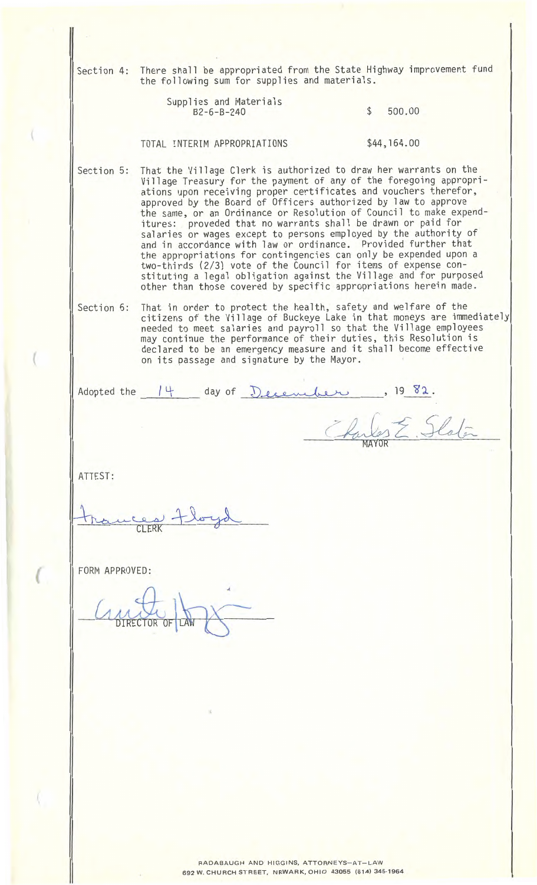Section 4: There shall be appropriated from the State Highway improvement fund the following sum for supplies and materials.

| | |
|---|---|
| Supplies and Materials B2-6-B-240 | $ 500.00 |
| TOTAL INTERIM APPROPRIATIONS | $44,164.00 |

Section 5: That the Village Clerk is authorized to draw her warrants on the Village Treasury for the payment of any of the foregoing appropriations upon receiving proper certificates and vouchers therefor, approved by the Board of Officers authorized by law to approve the same, or an Ordinance or Resolution of Council to make expenditures: proveded that no warrants shall be drawn or paid for salaries or wages except to persons employed by the authority of and in accordance with law or ordinance. Provided further that the appropriations for contingencies can only be expended upon a two-thirds (2/3) vote of the Council for items of expense constituting a legal obligation against the Village and for purposed other than those covered by specific appropriations herein made.

Section 6: That in order to protect the health, safety and welfare of the citizens of the Village of Buckeye Lake in that moneys are immediately needed to meet salaries and payroll so that the Village employees may continue the performance of their duties, this Resolution is declared to be an emergency measure and it shall become effective on its passage and signature by the Mayor.

Adopted the 14 day of December, 1982.

Charles E. Slater
MAYOR

ATTEST:

Frances Floyd
CLERK

FORM APPROVED:

DIRECTOR OF LAW

RADABAUGH AND HIGGINS, ATTORNEYS-AT-LAW
692 W. CHURCH STREET, NEWARK, OHIO 43055 (614) 345-1964